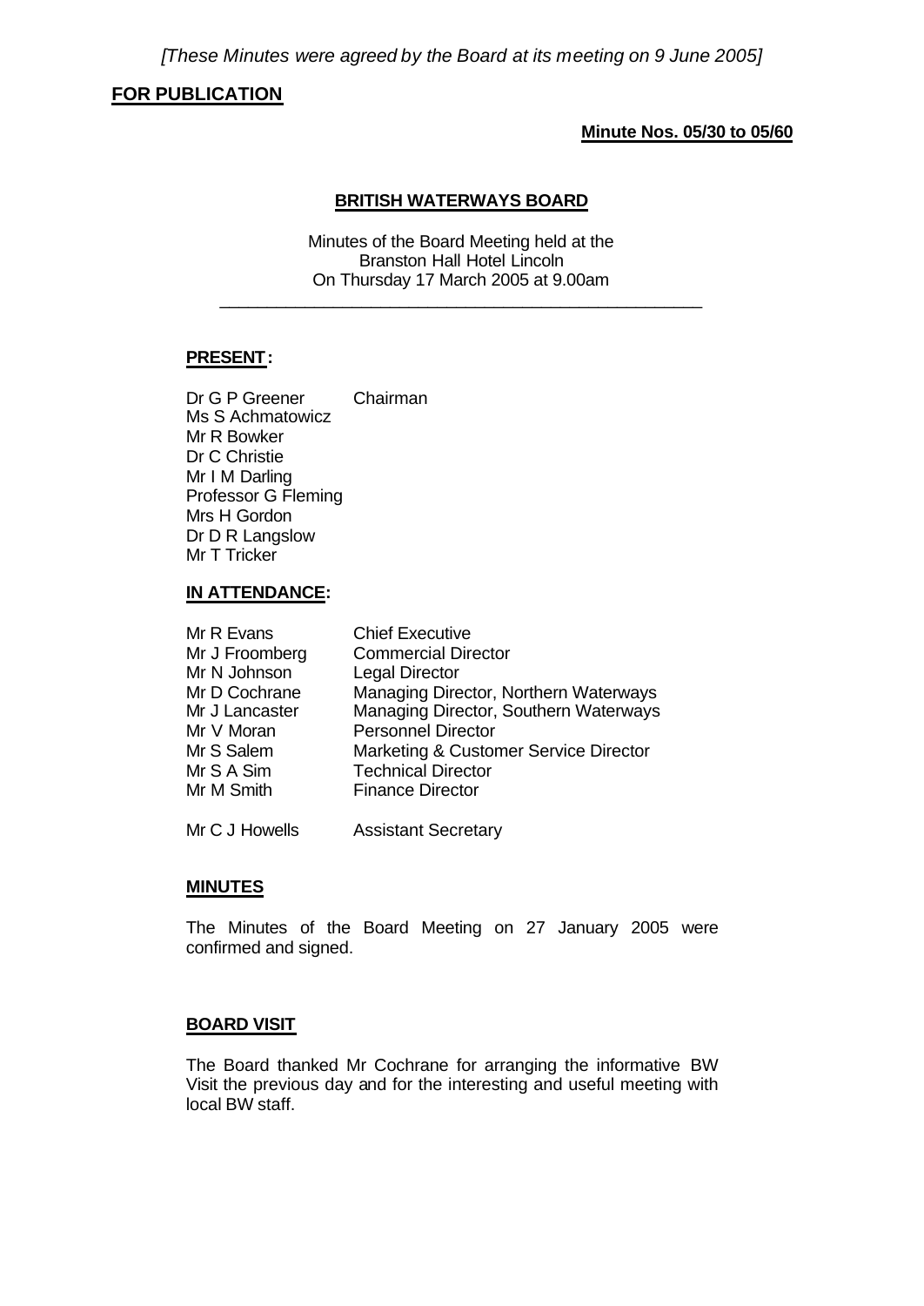*[These Minutes were agreed by the Board at its meeting on 9 June 2005]*

**FOR PUBLICATION**

**Minute Nos. 05/30 to 05/60**

## BRITISH WATERWAYS BOARD

Minutes of the Board Meeting held at the
Branston Hall Hotel Lincoln
On Thursday 17 March 2005 at 9.00am

---

**PRESENT:**

| | |
|---|---|
| Dr G P Greener | Chairman |
| Ms S Achmatowicz | |
| Mr R Bowker | |
| Dr C Christie | |
| Mr I M Darling | |
| Professor G Fleming | |
| Mrs H Gordon | |
| Dr D R Langslow | |
| Mr T Tricker | |

**IN ATTENDANCE:**

| | |
|---|---|
| Mr R Evans | Chief Executive |
| Mr J Froomberg | Commercial Director |
| Mr N Johnson | Legal Director |
| Mr D Cochrane | Managing Director, Northern Waterways |
| Mr J Lancaster | Managing Director, Southern Waterways |
| Mr V Moran | Personnel Director |
| Mr S Salem | Marketing & Customer Service Director |
| Mr S A Sim | Technical Director |
| Mr M Smith | Finance Director |
| | |
| Mr C J Howells | Assistant Secretary |

**MINUTES**

The Minutes of the Board Meeting on 27 January 2005 were confirmed and signed.

**BOARD VISIT**

The Board thanked Mr Cochrane for arranging the informative BW Visit the previous day and for the interesting and useful meeting with local BW staff.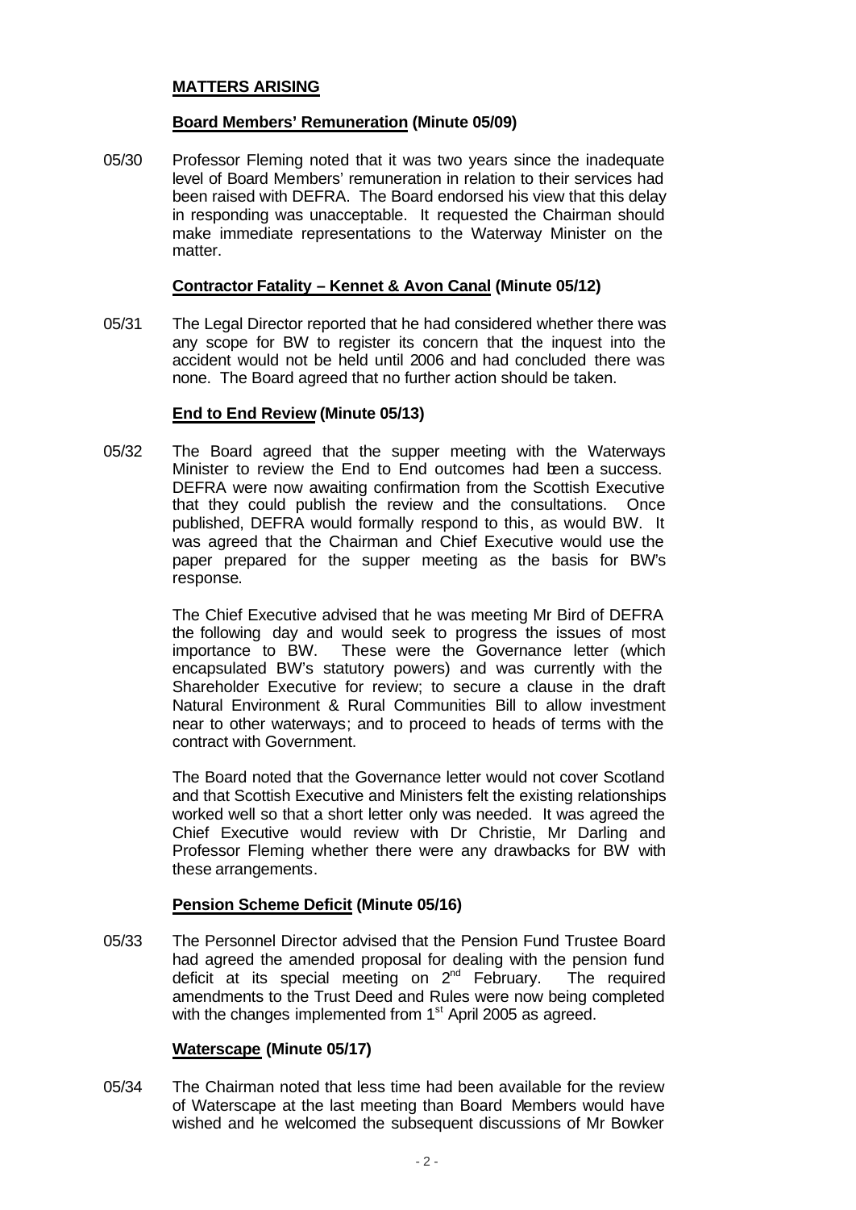## MATTERS ARISING

### Board Members' Remuneration (Minute 05/09)

05/30 Professor Fleming noted that it was two years since the inadequate level of Board Members' remuneration in relation to their services had been raised with DEFRA. The Board endorsed his view that this delay in responding was unacceptable. It requested the Chairman should make immediate representations to the Waterway Minister on the matter.

### Contractor Fatality – Kennet & Avon Canal (Minute 05/12)

05/31 The Legal Director reported that he had considered whether there was any scope for BW to register its concern that the inquest into the accident would not be held until 2006 and had concluded there was none. The Board agreed that no further action should be taken.

### End to End Review (Minute 05/13)

05/32 The Board agreed that the supper meeting with the Waterways Minister to review the End to End outcomes had been a success. DEFRA were now awaiting confirmation from the Scottish Executive that they could publish the review and the consultations. Once published, DEFRA would formally respond to this, as would BW. It was agreed that the Chairman and Chief Executive would use the paper prepared for the supper meeting as the basis for BW's response.

The Chief Executive advised that he was meeting Mr Bird of DEFRA the following day and would seek to progress the issues of most importance to BW. These were the Governance letter (which encapsulated BW's statutory powers) and was currently with the Shareholder Executive for review; to secure a clause in the draft Natural Environment & Rural Communities Bill to allow investment near to other waterways; and to proceed to heads of terms with the contract with Government.

The Board noted that the Governance letter would not cover Scotland and that Scottish Executive and Ministers felt the existing relationships worked well so that a short letter only was needed. It was agreed the Chief Executive would review with Dr Christie, Mr Darling and Professor Fleming whether there were any drawbacks for BW with these arrangements.

### Pension Scheme Deficit (Minute 05/16)

05/33 The Personnel Director advised that the Pension Fund Trustee Board had agreed the amended proposal for dealing with the pension fund deficit at its special meeting on 2nd February. The required amendments to the Trust Deed and Rules were now being completed with the changes implemented from 1st April 2005 as agreed.

### Waterscape (Minute 05/17)

05/34 The Chairman noted that less time had been available for the review of Waterscape at the last meeting than Board Members would have wished and he welcomed the subsequent discussions of Mr Bowker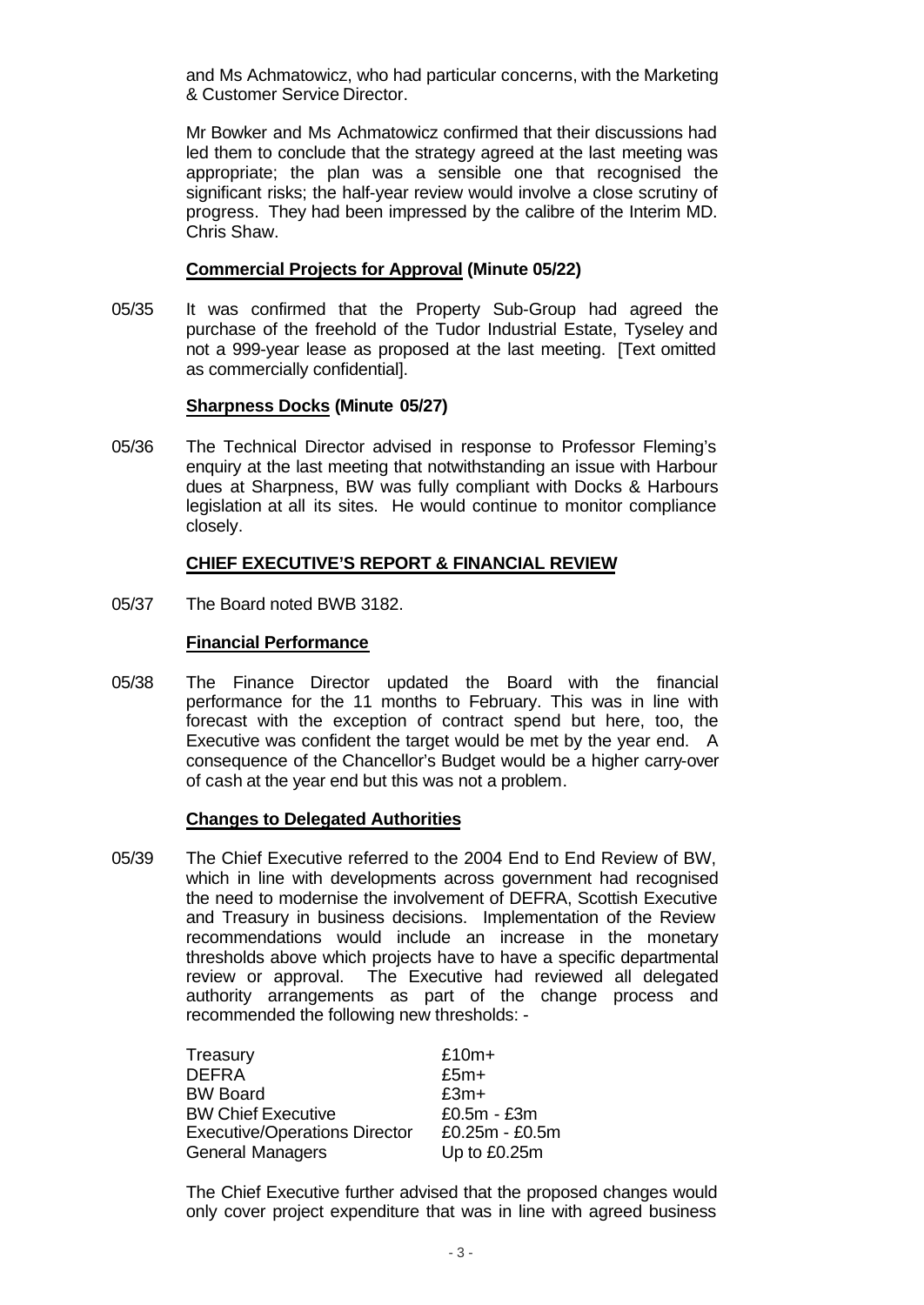and Ms Achmatowicz, who had particular concerns, with the Marketing & Customer Service Director.

Mr Bowker and Ms Achmatowicz confirmed that their discussions had led them to conclude that the strategy agreed at the last meeting was appropriate; the plan was a sensible one that recognised the significant risks; the half-year review would involve a close scrutiny of progress. They had been impressed by the calibre of the Interim MD. Chris Shaw.

**Commercial Projects for Approval (Minute 05/22)**

05/35 It was confirmed that the Property Sub-Group had agreed the purchase of the freehold of the Tudor Industrial Estate, Tyseley and not a 999-year lease as proposed at the last meeting. [Text omitted as commercially confidential].

**Sharpness Docks (Minute 05/27)**

05/36 The Technical Director advised in response to Professor Fleming's enquiry at the last meeting that notwithstanding an issue with Harbour dues at Sharpness, BW was fully compliant with Docks & Harbours legislation at all its sites. He would continue to monitor compliance closely.

**CHIEF EXECUTIVE'S REPORT & FINANCIAL REVIEW**

05/37 The Board noted BWB 3182.

**Financial Performance**

05/38 The Finance Director updated the Board with the financial performance for the 11 months to February. This was in line with forecast with the exception of contract spend but here, too, the Executive was confident the target would be met by the year end. A consequence of the Chancellor's Budget would be a higher carry-over of cash at the year end but this was not a problem.

**Changes to Delegated Authorities**

05/39 The Chief Executive referred to the 2004 End to End Review of BW, which in line with developments across government had recognised the need to modernise the involvement of DEFRA, Scottish Executive and Treasury in business decisions. Implementation of the Review recommendations would include an increase in the monetary thresholds above which projects have to have a specific departmental review or approval. The Executive had reviewed all delegated authority arrangements as part of the change process and recommended the following new thresholds: -

| | |
|---|---|
| Treasury | £10m+ |
| DEFRA | £5m+ |
| BW Board | £3m+ |
| BW Chief Executive | £0.5m - £3m |
| Executive/Operations Director | £0.25m - £0.5m |
| General Managers | Up to £0.25m |

The Chief Executive further advised that the proposed changes would only cover project expenditure that was in line with agreed business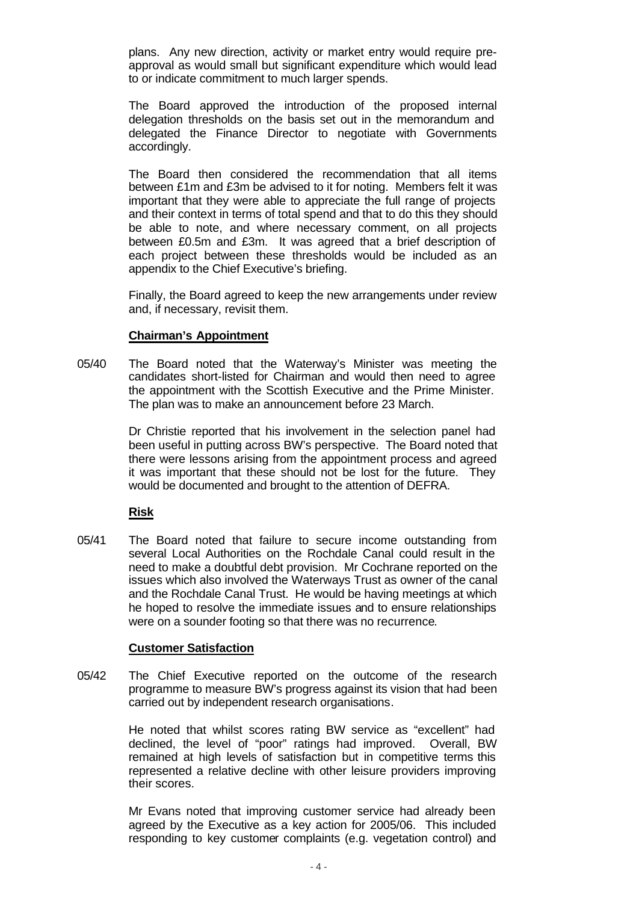plans. Any new direction, activity or market entry would require pre-approval as would small but significant expenditure which would lead to or indicate commitment to much larger spends.

The Board approved the introduction of the proposed internal delegation thresholds on the basis set out in the memorandum and delegated the Finance Director to negotiate with Governments accordingly.

The Board then considered the recommendation that all items between £1m and £3m be advised to it for noting. Members felt it was important that they were able to appreciate the full range of projects and their context in terms of total spend and that to do this they should be able to note, and where necessary comment, on all projects between £0.5m and £3m. It was agreed that a brief description of each project between these thresholds would be included as an appendix to the Chief Executive's briefing.

Finally, the Board agreed to keep the new arrangements under review and, if necessary, revisit them.

**Chairman's Appointment**

05/40 The Board noted that the Waterway's Minister was meeting the candidates short-listed for Chairman and would then need to agree the appointment with the Scottish Executive and the Prime Minister. The plan was to make an announcement before 23 March.

Dr Christie reported that his involvement in the selection panel had been useful in putting across BW's perspective. The Board noted that there were lessons arising from the appointment process and agreed it was important that these should not be lost for the future. They would be documented and brought to the attention of DEFRA.

**Risk**

05/41 The Board noted that failure to secure income outstanding from several Local Authorities on the Rochdale Canal could result in the need to make a doubtful debt provision. Mr Cochrane reported on the issues which also involved the Waterways Trust as owner of the canal and the Rochdale Canal Trust. He would be having meetings at which he hoped to resolve the immediate issues and to ensure relationships were on a sounder footing so that there was no recurrence.

**Customer Satisfaction**

05/42 The Chief Executive reported on the outcome of the research programme to measure BW's progress against its vision that had been carried out by independent research organisations.

He noted that whilst scores rating BW service as "excellent" had declined, the level of "poor" ratings had improved. Overall, BW remained at high levels of satisfaction but in competitive terms this represented a relative decline with other leisure providers improving their scores.

Mr Evans noted that improving customer service had already been agreed by the Executive as a key action for 2005/06. This included responding to key customer complaints (e.g. vegetation control) and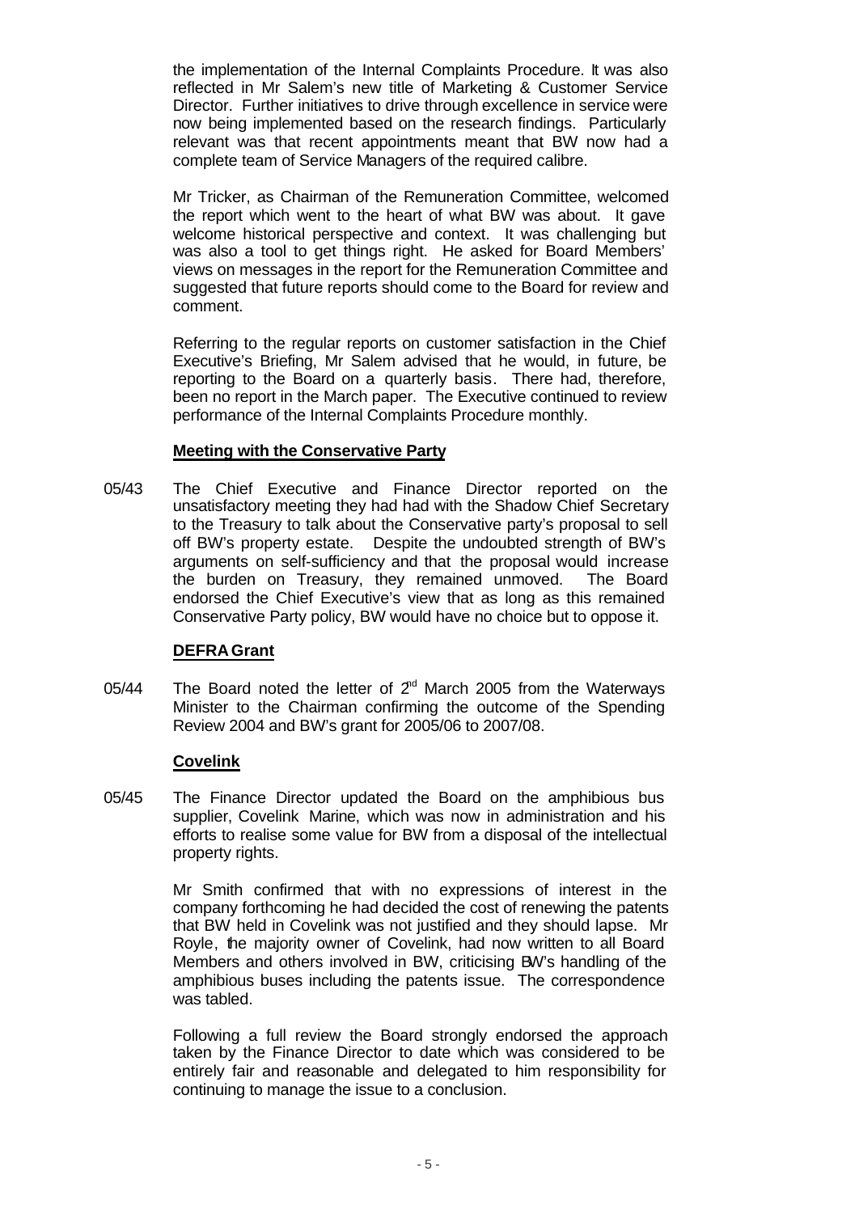the implementation of the Internal Complaints Procedure. It was also reflected in Mr Salem's new title of Marketing & Customer Service Director. Further initiatives to drive through excellence in service were now being implemented based on the research findings. Particularly relevant was that recent appointments meant that BW now had a complete team of Service Managers of the required calibre.

Mr Tricker, as Chairman of the Remuneration Committee, welcomed the report which went to the heart of what BW was about. It gave welcome historical perspective and context. It was challenging but was also a tool to get things right. He asked for Board Members' views on messages in the report for the Remuneration Committee and suggested that future reports should come to the Board for review and comment.

Referring to the regular reports on customer satisfaction in the Chief Executive's Briefing, Mr Salem advised that he would, in future, be reporting to the Board on a quarterly basis. There had, therefore, been no report in the March paper. The Executive continued to review performance of the Internal Complaints Procedure monthly.

**Meeting with the Conservative Party**

05/43 The Chief Executive and Finance Director reported on the unsatisfactory meeting they had had with the Shadow Chief Secretary to the Treasury to talk about the Conservative party's proposal to sell off BW's property estate. Despite the undoubted strength of BW's arguments on self-sufficiency and that the proposal would increase the burden on Treasury, they remained unmoved. The Board endorsed the Chief Executive's view that as long as this remained Conservative Party policy, BW would have no choice but to oppose it.

**DEFRA Grant**

05/44 The Board noted the letter of 2nd March 2005 from the Waterways Minister to the Chairman confirming the outcome of the Spending Review 2004 and BW's grant for 2005/06 to 2007/08.

**Covelink**

05/45 The Finance Director updated the Board on the amphibious bus supplier, Covelink Marine, which was now in administration and his efforts to realise some value for BW from a disposal of the intellectual property rights.

Mr Smith confirmed that with no expressions of interest in the company forthcoming he had decided the cost of renewing the patents that BW held in Covelink was not justified and they should lapse. Mr Royle, the majority owner of Covelink, had now written to all Board Members and others involved in BW, criticising BW's handling of the amphibious buses including the patents issue. The correspondence was tabled.

Following a full review the Board strongly endorsed the approach taken by the Finance Director to date which was considered to be entirely fair and reasonable and delegated to him responsibility for continuing to manage the issue to a conclusion.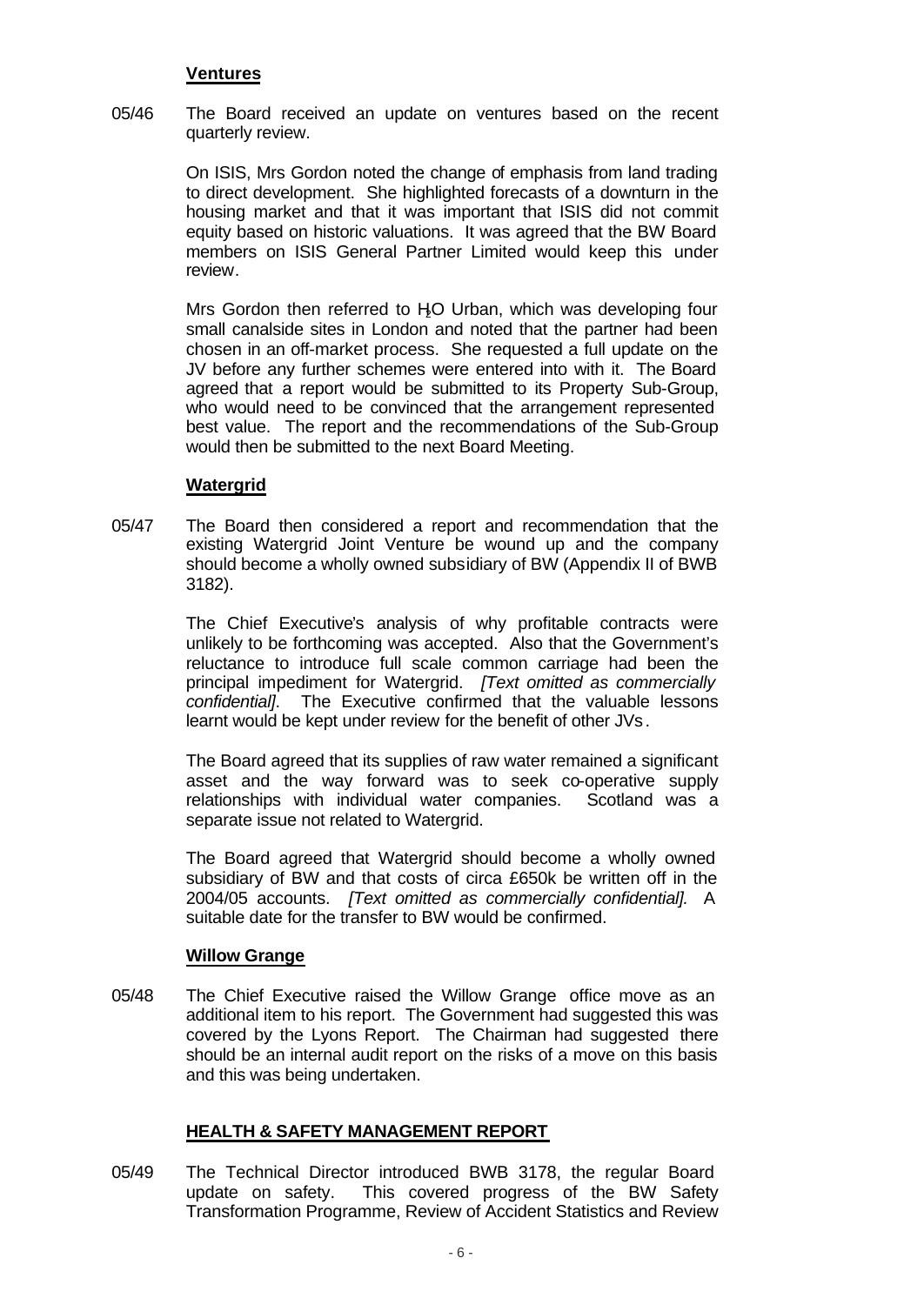**Ventures**

05/46 The Board received an update on ventures based on the recent quarterly review.

On ISIS, Mrs Gordon noted the change of emphasis from land trading to direct development. She highlighted forecasts of a downturn in the housing market and that it was important that ISIS did not commit equity based on historic valuations. It was agreed that the BW Board members on ISIS General Partner Limited would keep this under review.

Mrs Gordon then referred to $H_2O$ Urban, which was developing four small canalside sites in London and noted that the partner had been chosen in an off-market process. She requested a full update on the JV before any further schemes were entered into with it. The Board agreed that a report would be submitted to its Property Sub-Group, who would need to be convinced that the arrangement represented best value. The report and the recommendations of the Sub-Group would then be submitted to the next Board Meeting.

**Watergrid**

05/47 The Board then considered a report and recommendation that the existing Watergrid Joint Venture be wound up and the company should become a wholly owned subsidiary of BW (Appendix II of BWB 3182).

The Chief Executive's analysis of why profitable contracts were unlikely to be forthcoming was accepted. Also that the Government's reluctance to introduce full scale common carriage had been the principal impediment for Watergrid. *[Text omitted as commercially confidential]*. The Executive confirmed that the valuable lessons learnt would be kept under review for the benefit of other JVs.

The Board agreed that its supplies of raw water remained a significant asset and the way forward was to seek co-operative supply relationships with individual water companies. Scotland was a separate issue not related to Watergrid.

The Board agreed that Watergrid should become a wholly owned subsidiary of BW and that costs of circa £650k be written off in the 2004/05 accounts. *[Text omitted as commercially confidential].* A suitable date for the transfer to BW would be confirmed.

**Willow Grange**

05/48 The Chief Executive raised the Willow Grange office move as an additional item to his report. The Government had suggested this was covered by the Lyons Report. The Chairman had suggested there should be an internal audit report on the risks of a move on this basis and this was being undertaken.

**HEALTH & SAFETY MANAGEMENT REPORT**

05/49 The Technical Director introduced BWB 3178, the regular Board update on safety. This covered progress of the BW Safety Transformation Programme, Review of Accident Statistics and Review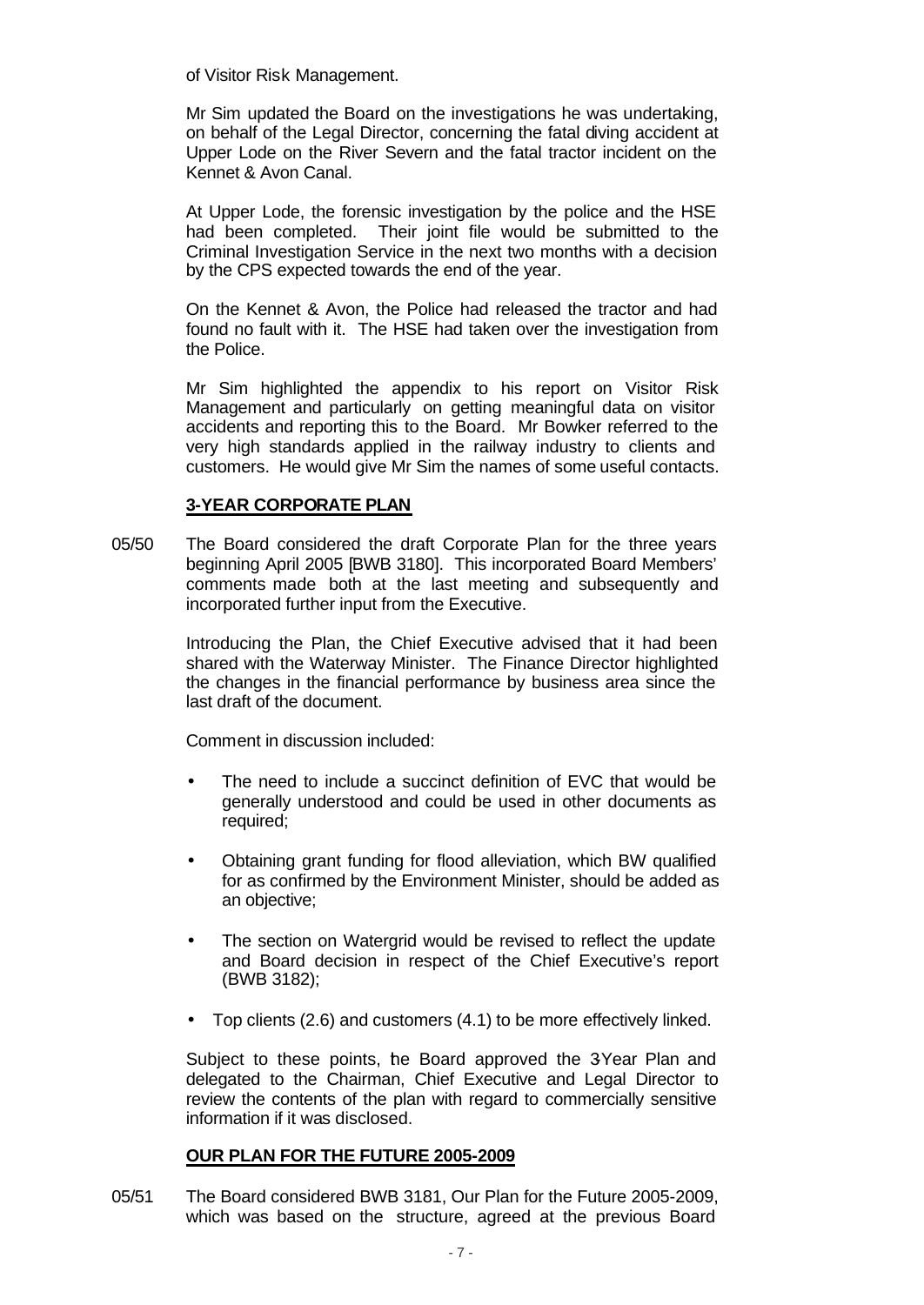of Visitor Risk Management.

Mr Sim updated the Board on the investigations he was undertaking, on behalf of the Legal Director, concerning the fatal diving accident at Upper Lode on the River Severn and the fatal tractor incident on the Kennet & Avon Canal.

At Upper Lode, the forensic investigation by the police and the HSE had been completed. Their joint file would be submitted to the Criminal Investigation Service in the next two months with a decision by the CPS expected towards the end of the year.

On the Kennet & Avon, the Police had released the tractor and had found no fault with it. The HSE had taken over the investigation from the Police.

Mr Sim highlighted the appendix to his report on Visitor Risk Management and particularly on getting meaningful data on visitor accidents and reporting this to the Board. Mr Bowker referred to the very high standards applied in the railway industry to clients and customers. He would give Mr Sim the names of some useful contacts.

**3-YEAR CORPORATE PLAN**

05/50 The Board considered the draft Corporate Plan for the three years beginning April 2005 [BWB 3180]. This incorporated Board Members' comments made both at the last meeting and subsequently and incorporated further input from the Executive.

Introducing the Plan, the Chief Executive advised that it had been shared with the Waterway Minister. The Finance Director highlighted the changes in the financial performance by business area since the last draft of the document.

Comment in discussion included:

- The need to include a succinct definition of EVC that would be generally understood and could be used in other documents as required;
- Obtaining grant funding for flood alleviation, which BW qualified for as confirmed by the Environment Minister, should be added as an objective;
- The section on Watergrid would be revised to reflect the update and Board decision in respect of the Chief Executive's report (BWB 3182);
- Top clients (2.6) and customers (4.1) to be more effectively linked.

Subject to these points, the Board approved the 3-Year Plan and delegated to the Chairman, Chief Executive and Legal Director to review the contents of the plan with regard to commercially sensitive information if it was disclosed.

**OUR PLAN FOR THE FUTURE 2005-2009**

05/51 The Board considered BWB 3181, Our Plan for the Future 2005-2009, which was based on the structure, agreed at the previous Board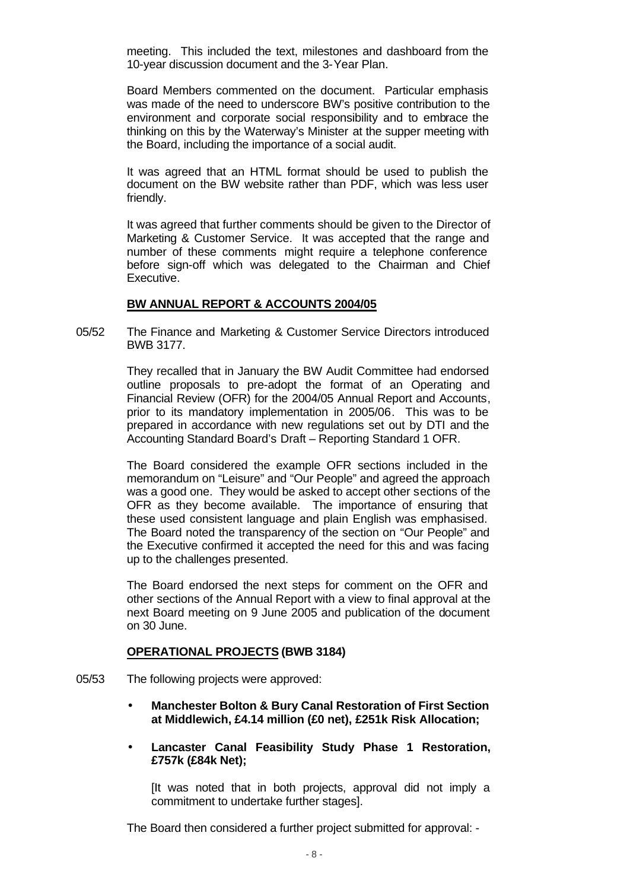meeting. This included the text, milestones and dashboard from the 10-year discussion document and the 3-Year Plan.

Board Members commented on the document. Particular emphasis was made of the need to underscore BW's positive contribution to the environment and corporate social responsibility and to embrace the thinking on this by the Waterway's Minister at the supper meeting with the Board, including the importance of a social audit.

It was agreed that an HTML format should be used to publish the document on the BW website rather than PDF, which was less user friendly.

It was agreed that further comments should be given to the Director of Marketing & Customer Service. It was accepted that the range and number of these comments might require a telephone conference before sign-off which was delegated to the Chairman and Chief Executive.

**BW ANNUAL REPORT & ACCOUNTS 2004/05**

05/52 The Finance and Marketing & Customer Service Directors introduced BWB 3177.

They recalled that in January the BW Audit Committee had endorsed outline proposals to pre-adopt the format of an Operating and Financial Review (OFR) for the 2004/05 Annual Report and Accounts, prior to its mandatory implementation in 2005/06. This was to be prepared in accordance with new regulations set out by DTI and the Accounting Standard Board's Draft – Reporting Standard 1 OFR.

The Board considered the example OFR sections included in the memorandum on "Leisure" and "Our People" and agreed the approach was a good one. They would be asked to accept other sections of the OFR as they become available. The importance of ensuring that these used consistent language and plain English was emphasised. The Board noted the transparency of the section on "Our People" and the Executive confirmed it accepted the need for this and was facing up to the challenges presented.

The Board endorsed the next steps for comment on the OFR and other sections of the Annual Report with a view to final approval at the next Board meeting on 9 June 2005 and publication of the document on 30 June.

**OPERATIONAL PROJECTS (BWB 3184)**

05/53 The following projects were approved:

- **Manchester Bolton & Bury Canal Restoration of First Section at Middlewich, £4.14 million (£0 net), £251k Risk Allocation;**
- **Lancaster Canal Feasibility Study Phase 1 Restoration, £757k (£84k Net);**

  [It was noted that in both projects, approval did not imply a commitment to undertake further stages].

The Board then considered a further project submitted for approval: -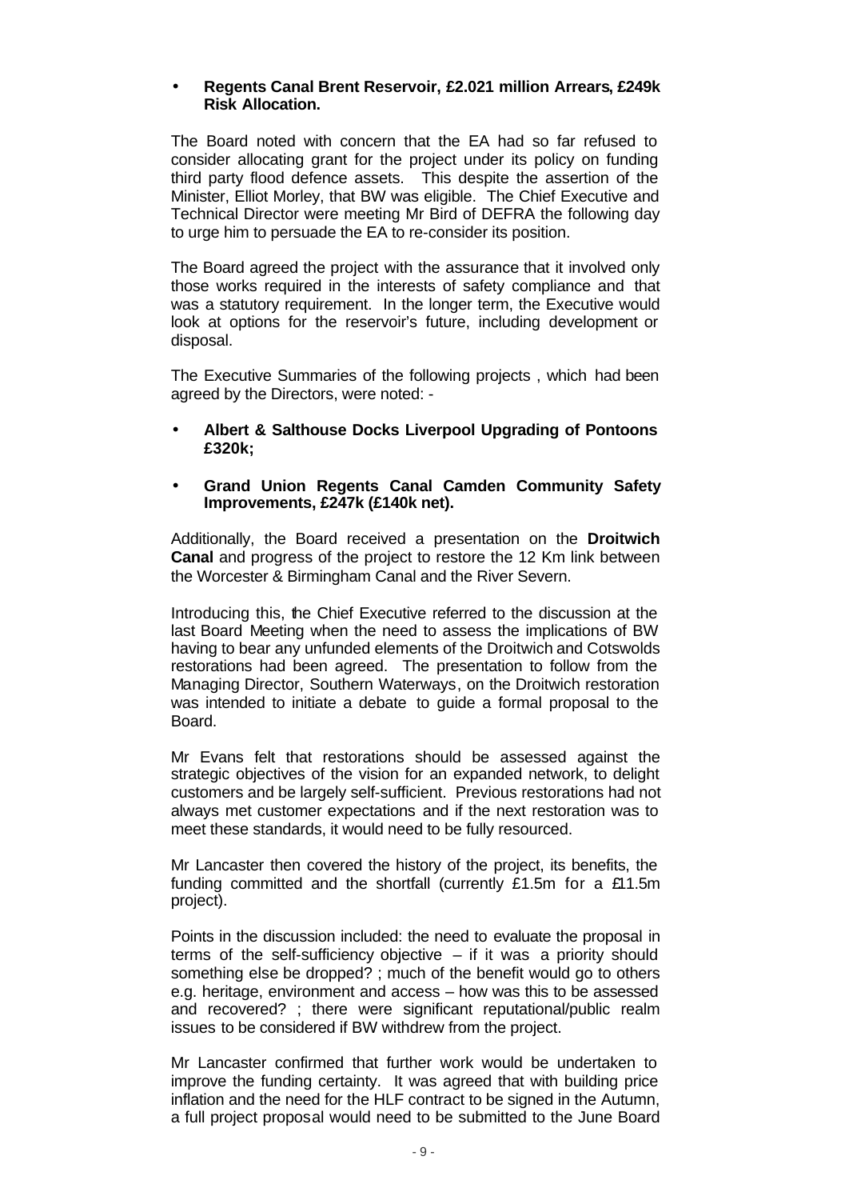- **Regents Canal Brent Reservoir, £2.021 million Arrears, £249k Risk Allocation.**

The Board noted with concern that the EA had so far refused to consider allocating grant for the project under its policy on funding third party flood defence assets. This despite the assertion of the Minister, Elliot Morley, that BW was eligible. The Chief Executive and Technical Director were meeting Mr Bird of DEFRA the following day to urge him to persuade the EA to re-consider its position.

The Board agreed the project with the assurance that it involved only those works required in the interests of safety compliance and that was a statutory requirement. In the longer term, the Executive would look at options for the reservoir's future, including development or disposal.

The Executive Summaries of the following projects , which had been agreed by the Directors, were noted: -

- **Albert & Salthouse Docks Liverpool Upgrading of Pontoons £320k;**
- **Grand Union Regents Canal Camden Community Safety Improvements, £247k (£140k net).**

Additionally, the Board received a presentation on the **Droitwich Canal** and progress of the project to restore the 12 Km link between the Worcester & Birmingham Canal and the River Severn.

Introducing this, the Chief Executive referred to the discussion at the last Board Meeting when the need to assess the implications of BW having to bear any unfunded elements of the Droitwich and Cotswolds restorations had been agreed. The presentation to follow from the Managing Director, Southern Waterways, on the Droitwich restoration was intended to initiate a debate to guide a formal proposal to the Board.

Mr Evans felt that restorations should be assessed against the strategic objectives of the vision for an expanded network, to delight customers and be largely self-sufficient. Previous restorations had not always met customer expectations and if the next restoration was to meet these standards, it would need to be fully resourced.

Mr Lancaster then covered the history of the project, its benefits, the funding committed and the shortfall (currently £1.5m for a £11.5m project).

Points in the discussion included: the need to evaluate the proposal in terms of the self-sufficiency objective – if it was a priority should something else be dropped? ; much of the benefit would go to others e.g. heritage, environment and access – how was this to be assessed and recovered? ; there were significant reputational/public realm issues to be considered if BW withdrew from the project.

Mr Lancaster confirmed that further work would be undertaken to improve the funding certainty. It was agreed that with building price inflation and the need for the HLF contract to be signed in the Autumn, a full project proposal would need to be submitted to the June Board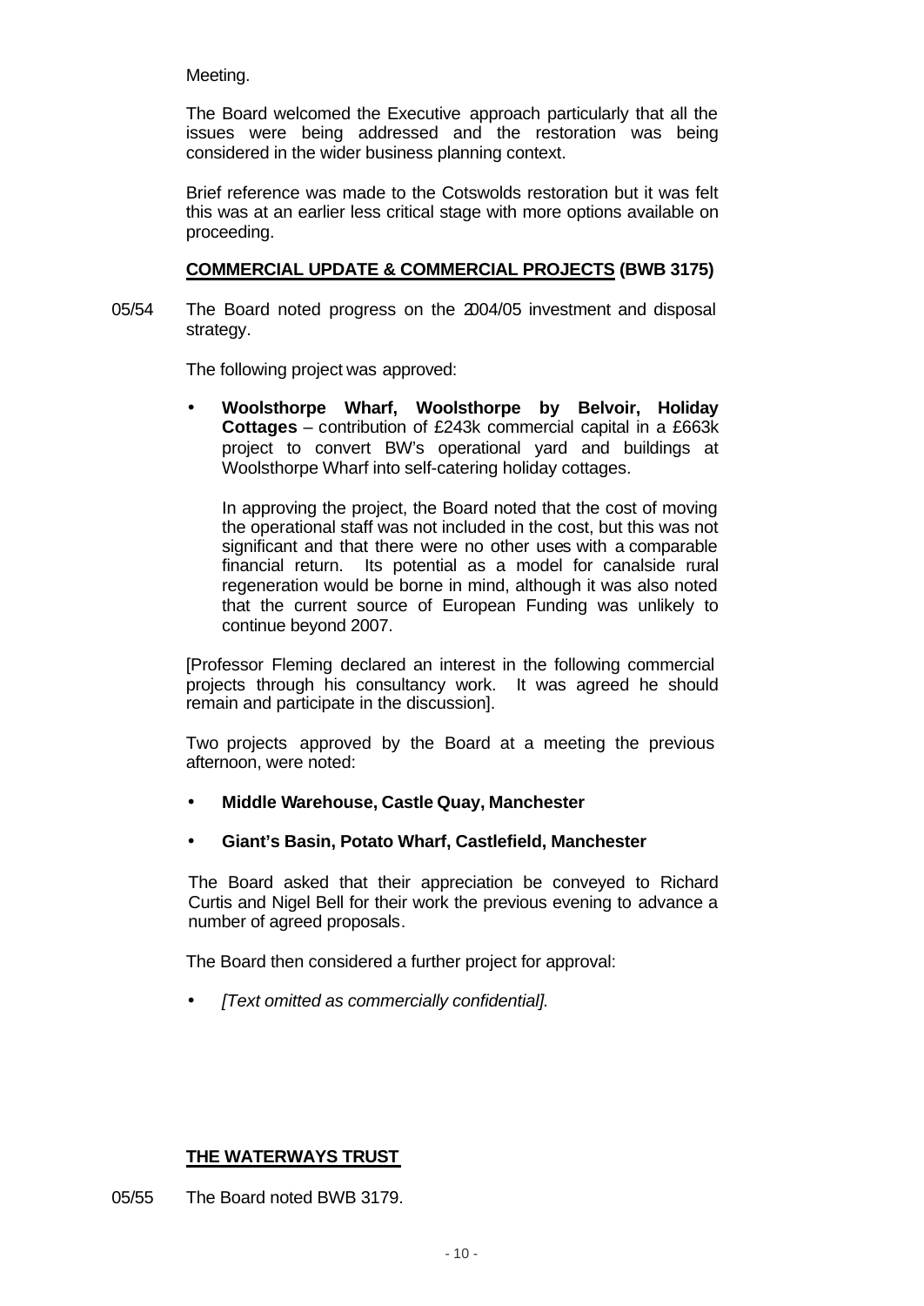Meeting.

The Board welcomed the Executive approach particularly that all the issues were being addressed and the restoration was being considered in the wider business planning context.

Brief reference was made to the Cotswolds restoration but it was felt this was at an earlier less critical stage with more options available on proceeding.

**COMMERCIAL UPDATE & COMMERCIAL PROJECTS (BWB 3175)**

05/54 The Board noted progress on the 2004/05 investment and disposal strategy.

The following project was approved:

- **Woolsthorpe Wharf, Woolsthorpe by Belvoir, Holiday Cottages** – contribution of £243k commercial capital in a £663k project to convert BW's operational yard and buildings at Woolsthorpe Wharf into self-catering holiday cottages.

  In approving the project, the Board noted that the cost of moving the operational staff was not included in the cost, but this was not significant and that there were no other uses with a comparable financial return. Its potential as a model for canalside rural regeneration would be borne in mind, although it was also noted that the current source of European Funding was unlikely to continue beyond 2007.

[Professor Fleming declared an interest in the following commercial projects through his consultancy work. It was agreed he should remain and participate in the discussion].

Two projects approved by the Board at a meeting the previous afternoon, were noted:

- **Middle Warehouse, Castle Quay, Manchester**
- **Giant's Basin, Potato Wharf, Castlefield, Manchester**

The Board asked that their appreciation be conveyed to Richard Curtis and Nigel Bell for their work the previous evening to advance a number of agreed proposals.

The Board then considered a further project for approval:

- *[Text omitted as commercially confidential].*

**THE WATERWAYS TRUST**

05/55 The Board noted BWB 3179.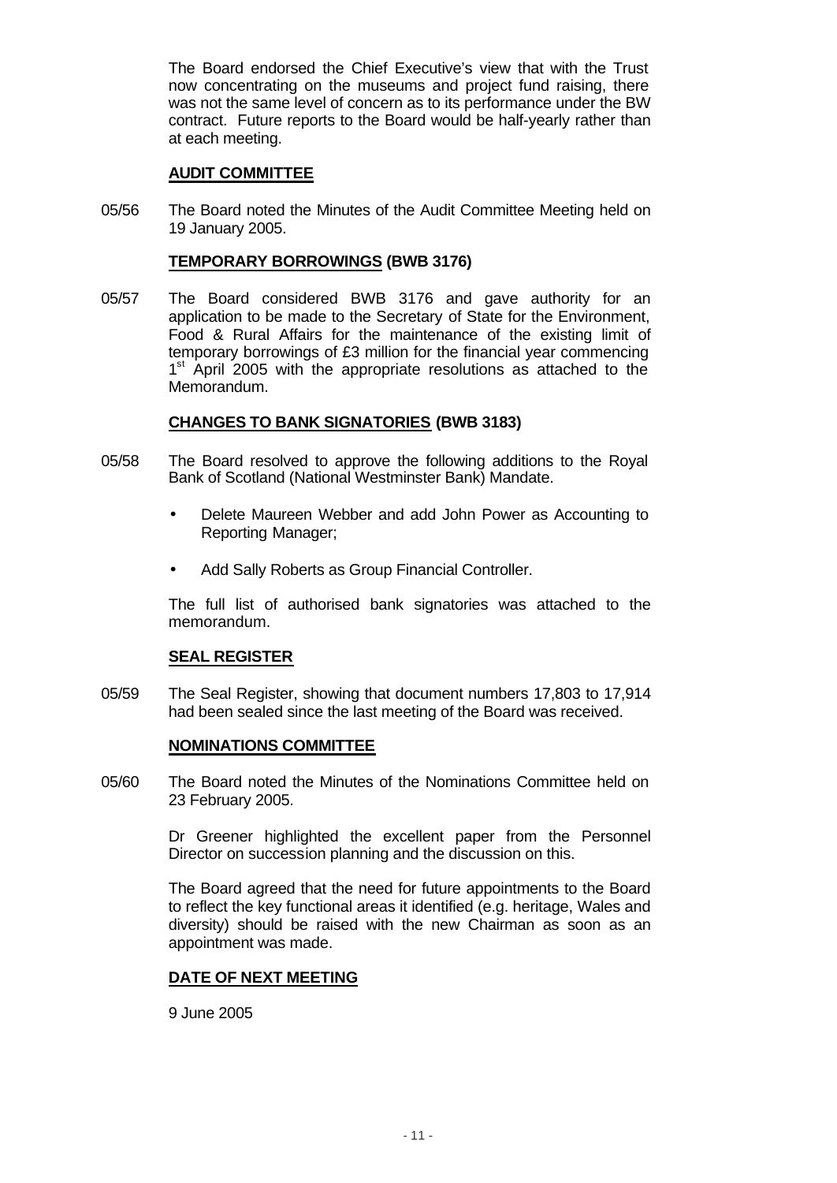The Board endorsed the Chief Executive's view that with the Trust now concentrating on the museums and project fund raising, there was not the same level of concern as to its performance under the BW contract. Future reports to the Board would be half-yearly rather than at each meeting.

## AUDIT COMMITTEE

05/56 The Board noted the Minutes of the Audit Committee Meeting held on 19 January 2005.

## TEMPORARY BORROWINGS (BWB 3176)

05/57 The Board considered BWB 3176 and gave authority for an application to be made to the Secretary of State for the Environment, Food & Rural Affairs for the maintenance of the existing limit of temporary borrowings of £3 million for the financial year commencing 1st April 2005 with the appropriate resolutions as attached to the Memorandum.

## CHANGES TO BANK SIGNATORIES (BWB 3183)

05/58 The Board resolved to approve the following additions to the Royal Bank of Scotland (National Westminster Bank) Mandate.

- Delete Maureen Webber and add John Power as Accounting to Reporting Manager;
- Add Sally Roberts as Group Financial Controller.

The full list of authorised bank signatories was attached to the memorandum.

## SEAL REGISTER

05/59 The Seal Register, showing that document numbers 17,803 to 17,914 had been sealed since the last meeting of the Board was received.

## NOMINATIONS COMMITTEE

05/60 The Board noted the Minutes of the Nominations Committee held on 23 February 2005.

Dr Greener highlighted the excellent paper from the Personnel Director on succession planning and the discussion on this.

The Board agreed that the need for future appointments to the Board to reflect the key functional areas it identified (e.g. heritage, Wales and diversity) should be raised with the new Chairman as soon as an appointment was made.

## DATE OF NEXT MEETING

9 June 2005